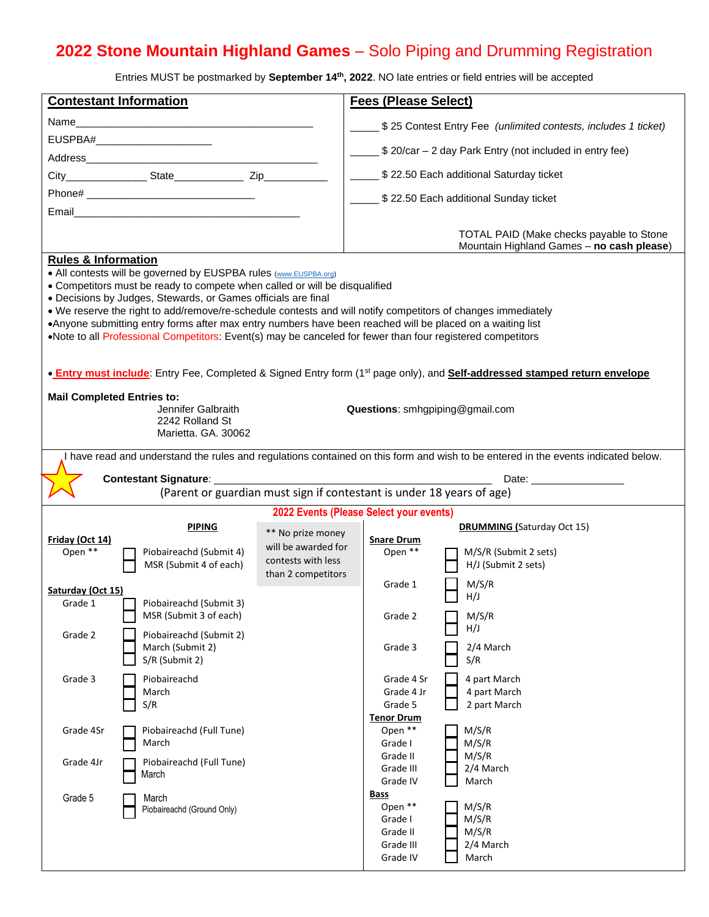# 2022 Stone Mountain Highland Games – Solo Piping and Drumming Registration

Entries MUST be postmarked by **September 14th, 2022**. NO late entries or field entries will be accepted

## Contestant Information

Name________________________________________

EUSPBA#___________________

Address_______________________________________

City_____________ State___________ Zip__________

Phone# ____________________________

Email_______________________________________

## Fees (Please Select)

_____ $ 25 Contest Entry Fee *(unlimited contests, includes 1 ticket)*

_____ $ 20/car – 2 day Park Entry (not included in entry fee)

_____ $ 22.50 Each additional Saturday ticket

_____ $ 22.50 Each additional Sunday ticket

TOTAL PAID (Make checks payable to Stone Mountain Highland Games – **no cash please**)

## Rules & Information

- All contests will be governed by EUSPBA rules (www.EUSPBA.org)
- Competitors must be ready to compete when called or will be disqualified
- Decisions by Judges, Stewards, or Games officials are final
- We reserve the right to add/remove/re-schedule contests and will notify competitors of changes immediately
- Anyone submitting entry forms after max entry numbers have been reached will be placed on a waiting list
- Note to all Professional Competitors: Event(s) may be canceled for fewer than four registered competitors

- **Entry must include**: Entry Fee, Completed & Signed Entry form (1st page only), and **Self-addressed stamped return envelope**

**Mail Completed Entries to:**
Jennifer Galbraith
2242 Rolland St
Marietta. GA. 30062

**Questions**: smhgpiping@gmail.com

I have read and understand the rules and regulations contained on this form and wish to be entered in the events indicated below.

**Contestant Signature**: ______________________________________ Date: _______________

(Parent or guardian must sign if contestant is under 18 years of age)

## 2022 Events (Please Select your events)

### PIPING

** No prize money will be awarded for contests with less than 2 competitors

**Friday (Oct 14)**

- Open **
  - ☐ Piobaireachd (Submit 4)
  - ☐ MSR (Submit 4 of each)

**Saturday (Oct 15)**

- Grade 1
  - ☐ Piobaireachd (Submit 3)
  - ☐ MSR (Submit 3 of each)
- Grade 2
  - ☐ Piobaireachd (Submit 2)
  - ☐ March (Submit 2)
  - ☐ S/R (Submit 2)
- Grade 3
  - ☐ Piobaireachd
  - ☐ March
  - ☐ S/R
- Grade 4Sr
  - ☐ Piobaireachd (Full Tune)
  - ☐ March
- Grade 4Jr
  - ☐ Piobaireachd (Full Tune)
  - ☐ March
- Grade 5
  - ☐ March
  - ☐ Piobaireachd (Ground Only)

### DRUMMING (Saturday Oct 15)

**Snare Drum**

- Open **
  - ☐ M/S/R (Submit 2 sets)
  - ☐ H/J (Submit 2 sets)
- Grade 1
  - ☐ M/S/R
  - ☐ H/J
- Grade 2
  - ☐ M/S/R
  - ☐ H/J
- Grade 3
  - ☐ 2/4 March
  - ☐ S/R
- Grade 4 Sr ☐ 4 part March
- Grade 4 Jr ☐ 4 part March
- Grade 5 ☐ 2 part March

**Tenor Drum**

- Open ** ☐ M/S/R
- Grade I ☐ M/S/R
- Grade II ☐ M/S/R
- Grade III ☐ 2/4 March
- Grade IV ☐ March

**Bass**

- Open ** ☐ M/S/R
- Grade I ☐ M/S/R
- Grade II ☐ M/S/R
- Grade III ☐ 2/4 March
- Grade IV ☐ March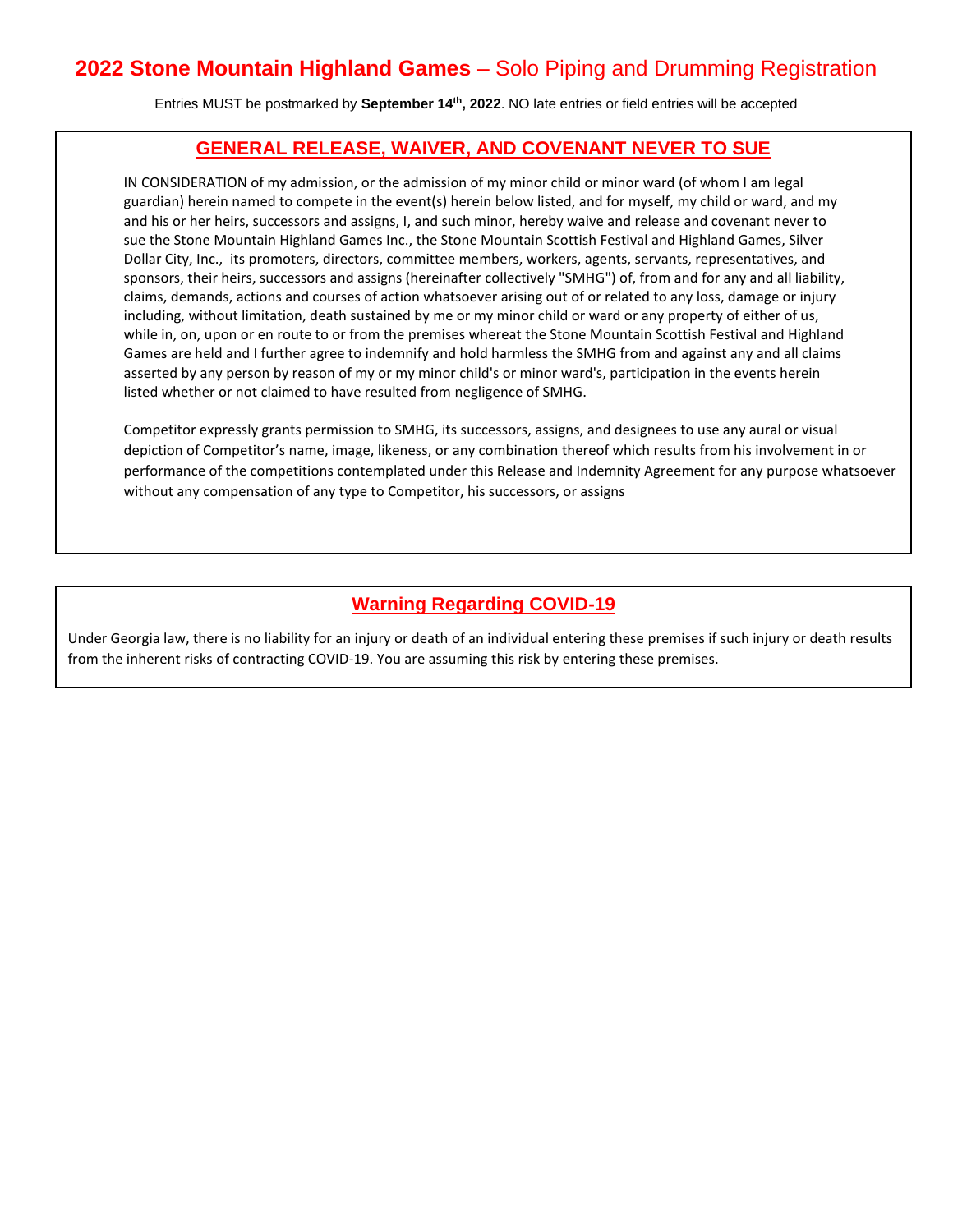# 2022 Stone Mountain Highland Games – Solo Piping and Drumming Registration

Entries MUST be postmarked by **September 14th, 2022**. NO late entries or field entries will be accepted

## GENERAL RELEASE, WAIVER, AND COVENANT NEVER TO SUE

IN CONSIDERATION of my admission, or the admission of my minor child or minor ward (of whom I am legal guardian) herein named to compete in the event(s) herein below listed, and for myself, my child or ward, and my and his or her heirs, successors and assigns, I, and such minor, hereby waive and release and covenant never to sue the Stone Mountain Highland Games Inc., the Stone Mountain Scottish Festival and Highland Games, Silver Dollar City, Inc., its promoters, directors, committee members, workers, agents, servants, representatives, and sponsors, their heirs, successors and assigns (hereinafter collectively "SMHG") of, from and for any and all liability, claims, demands, actions and courses of action whatsoever arising out of or related to any loss, damage or injury including, without limitation, death sustained by me or my minor child or ward or any property of either of us, while in, on, upon or en route to or from the premises whereat the Stone Mountain Scottish Festival and Highland Games are held and I further agree to indemnify and hold harmless the SMHG from and against any and all claims asserted by any person by reason of my or my minor child's or minor ward's, participation in the events herein listed whether or not claimed to have resulted from negligence of SMHG.

Competitor expressly grants permission to SMHG, its successors, assigns, and designees to use any aural or visual depiction of Competitor's name, image, likeness, or any combination thereof which results from his involvement in or performance of the competitions contemplated under this Release and Indemnity Agreement for any purpose whatsoever without any compensation of any type to Competitor, his successors, or assigns

## Warning Regarding COVID-19

Under Georgia law, there is no liability for an injury or death of an individual entering these premises if such injury or death results from the inherent risks of contracting COVID-19. You are assuming this risk by entering these premises.